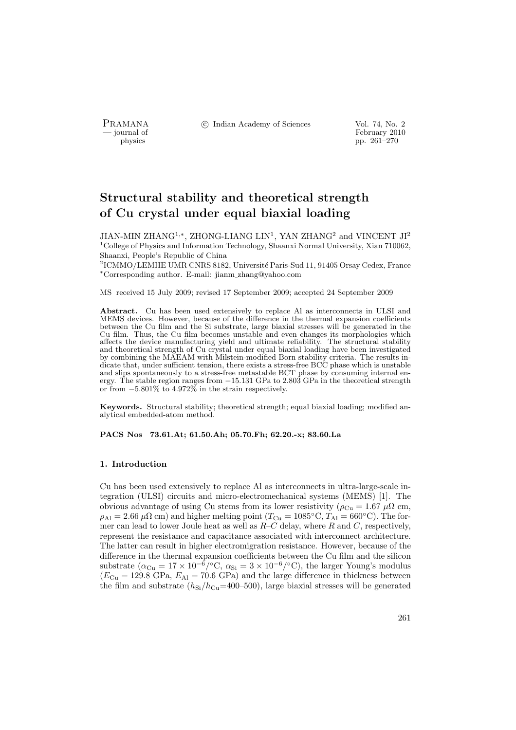# Structural stability and theoretical strength of Cu crystal under equal biaxial loading

JIAN-MIN ZHANG[1,*], ZHONG-LIANG LIN[1], YAN ZHANG[2] and VINCENT JI[2]

[1]College of Physics and Information Technology, Shaanxi Normal University, Xian 710062, Shaanxi, People's Republic of China

[2]ICMMO/LEMHE UMR CNRS 8182, Université Paris-Sud 11, 91405 Orsay Cedex, France

[*]Corresponding author. E-mail: jianm_zhang@yahoo.com

MS received 15 July 2009; revised 17 September 2009; accepted 24 September 2009

**Abstract.** Cu has been used extensively to replace Al as interconnects in ULSI and MEMS devices. However, because of the difference in the thermal expansion coefficients between the Cu film and the Si substrate, large biaxial stresses will be generated in the Cu film. Thus, the Cu film becomes unstable and even changes its morphologies which affects the device manufacturing yield and ultimate reliability. The structural stability and theoretical strength of Cu crystal under equal biaxial loading have been investigated by combining the MAEAM with Milstein-modified Born stability criteria. The results indicate that, under sufficient tension, there exists a stress-free BCC phase which is unstable and slips spontaneously to a stress-free metastable BCT phase by consuming internal energy. The stable region ranges from −15.131 GPa to 2.803 GPa in the theoretical strength or from −5.801% to 4.972% in the strain respectively.

**Keywords.** Structural stability; theoretical strength; equal biaxial loading; modified analytical embedded-atom method.

**PACS Nos 73.61.At; 61.50.Ah; 05.70.Fh; 62.20.-x; 83.60.La**

## 1. Introduction

Cu has been used extensively to replace Al as interconnects in ultra-large-scale integration (ULSI) circuits and micro-electromechanical systems (MEMS) [1]. The obvious advantage of using Cu stems from its lower resistivity ($\rho_{\mathrm{Cu}} = 1.67\ \mu\Omega$ cm, $\rho_{\mathrm{Al}} = 2.66\ \mu\Omega$ cm) and higher melting point ($T_{\mathrm{Cu}} = 1085°\mathrm{C}$, $T_{\mathrm{Al}} = 660°\mathrm{C}$). The former can lead to lower Joule heat as well as $R$–$C$ delay, where $R$ and $C$, respectively, represent the resistance and capacitance associated with interconnect architecture. The latter can result in higher electromigration resistance. However, because of the difference in the thermal expansion coefficients between the Cu film and the silicon substrate ($\alpha_{\mathrm{Cu}} = 17 \times 10^{-6}/°\mathrm{C}$, $\alpha_{\mathrm{Si}} = 3 \times 10^{-6}/°\mathrm{C}$), the larger Young's modulus ($E_{\mathrm{Cu}} = 129.8$ GPa, $E_{\mathrm{Al}} = 70.6$ GPa) and the large difference in thickness between the film and substrate ($h_{\mathrm{Si}}/h_{\mathrm{Cu}}$=400–500), large biaxial stresses will be generated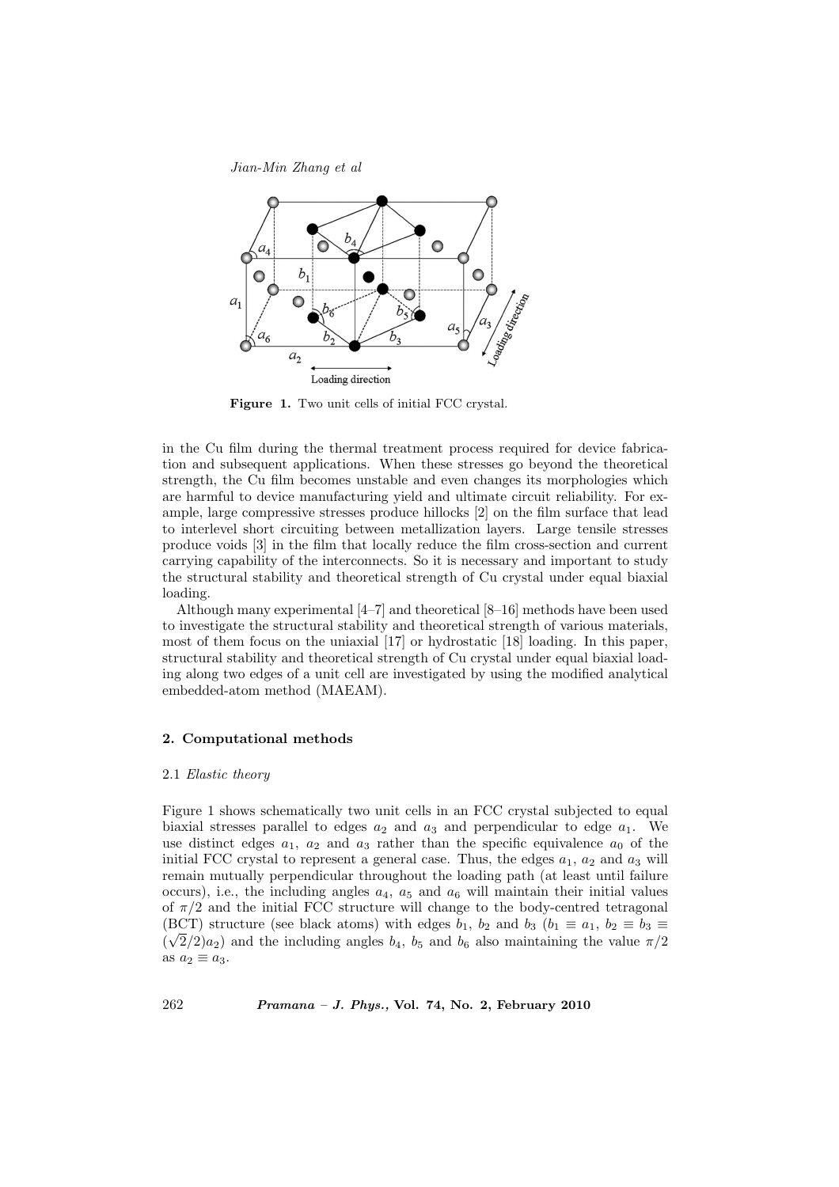**Figure 1.** Two unit cells of initial FCC crystal.

in the Cu film during the thermal treatment process required for device fabrication and subsequent applications. When these stresses go beyond the theoretical strength, the Cu film becomes unstable and even changes its morphologies which are harmful to device manufacturing yield and ultimate circuit reliability. For example, large compressive stresses produce hillocks [2] on the film surface that lead to interlevel short circuiting between metallization layers. Large tensile stresses produce voids [3] in the film that locally reduce the film cross-section and current carrying capability of the interconnects. So it is necessary and important to study the structural stability and theoretical strength of Cu crystal under equal biaxial loading.

Although many experimental [4–7] and theoretical [8–16] methods have been used to investigate the structural stability and theoretical strength of various materials, most of them focus on the uniaxial [17] or hydrostatic [18] loading. In this paper, structural stability and theoretical strength of Cu crystal under equal biaxial loading along two edges of a unit cell are investigated by using the modified analytical embedded-atom method (MAEAM).

## 2. Computational methods

### 2.1 *Elastic theory*

Figure 1 shows schematically two unit cells in an FCC crystal subjected to equal biaxial stresses parallel to edges $a_2$ and $a_3$ and perpendicular to edge $a_1$. We use distinct edges $a_1$, $a_2$ and $a_3$ rather than the specific equivalence $a_0$ of the initial FCC crystal to represent a general case. Thus, the edges $a_1$, $a_2$ and $a_3$ will remain mutually perpendicular throughout the loading path (at least until failure occurs), i.e., the including angles $a_4$, $a_5$ and $a_6$ will maintain their initial values of $\pi/2$ and the initial FCC structure will change to the body-centred tetragonal (BCT) structure (see black atoms) with edges $b_1$, $b_2$ and $b_3$ ($b_1 \equiv a_1$, $b_2 \equiv b_3 \equiv (\sqrt{2}/2)a_2$) and the including angles $b_4$, $b_5$ and $b_6$ also maintaining the value $\pi/2$ as $a_2 \equiv a_3$.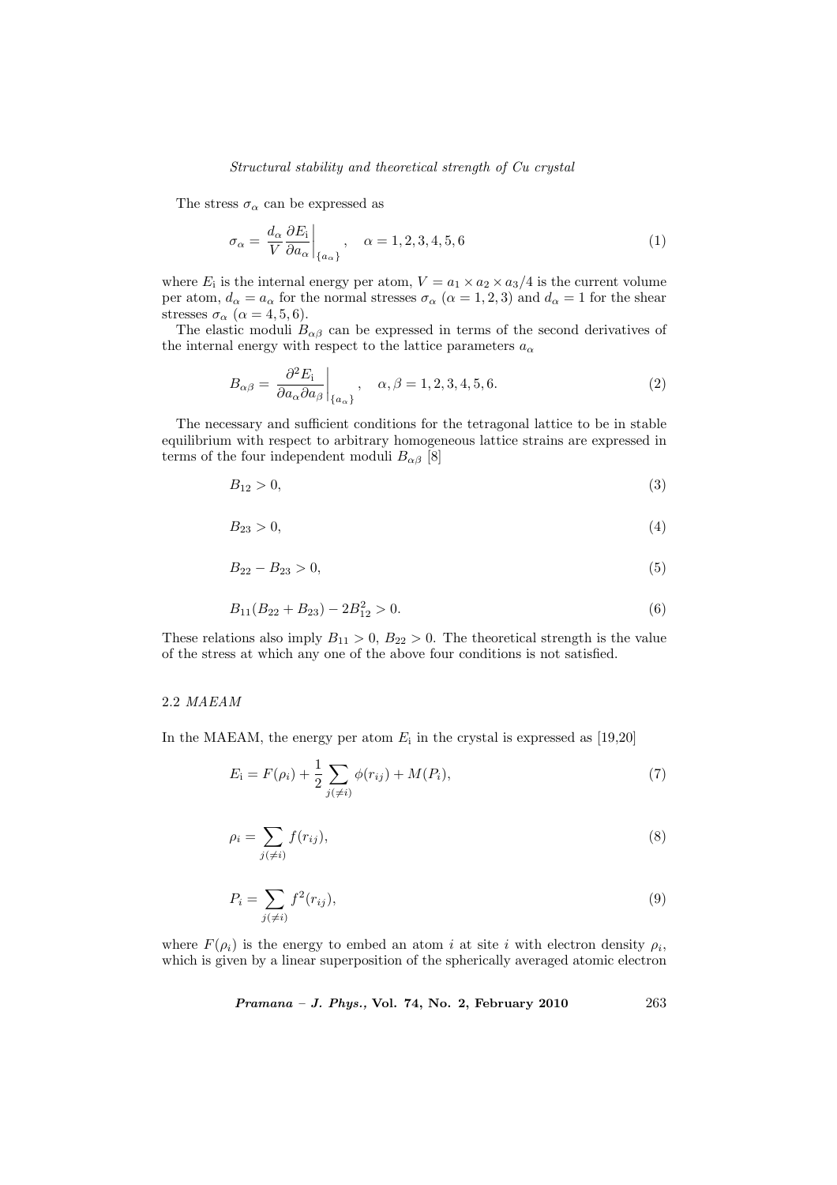The stress $\sigma_\alpha$ can be expressed as

$$\sigma_\alpha = \frac{d_\alpha}{V} \frac{\partial E_\mathrm{i}}{\partial a_\alpha}\bigg|_{\{a_\alpha\}}, \quad \alpha = 1, 2, 3, 4, 5, 6 \tag{1}$$

where $E_\mathrm{i}$ is the internal energy per atom, $V = a_1 \times a_2 \times a_3/4$ is the current volume per atom, $d_\alpha = a_\alpha$ for the normal stresses $\sigma_\alpha$ ($\alpha = 1, 2, 3$) and $d_\alpha = 1$ for the shear stresses $\sigma_\alpha$ ($\alpha = 4, 5, 6$).

The elastic moduli $B_{\alpha\beta}$ can be expressed in terms of the second derivatives of the internal energy with respect to the lattice parameters $a_\alpha$

$$B_{\alpha\beta} = \frac{\partial^2 E_\mathrm{i}}{\partial a_\alpha \partial a_\beta}\bigg|_{\{a_\alpha\}}, \quad \alpha, \beta = 1, 2, 3, 4, 5, 6. \tag{2}$$

The necessary and sufficient conditions for the tetragonal lattice to be in stable equilibrium with respect to arbitrary homogeneous lattice strains are expressed in terms of the four independent moduli $B_{\alpha\beta}$ [8]

$$B_{12} > 0, \tag{3}$$

$$B_{23} > 0, \tag{4}$$

$$B_{22} - B_{23} > 0, \tag{5}$$

$$B_{11}(B_{22} + B_{23}) - 2B_{12}^2 > 0. \tag{6}$$

These relations also imply $B_{11} > 0$, $B_{22} > 0$. The theoretical strength is the value of the stress at which any one of the above four conditions is not satisfied.

### 2.2 *MAEAM*

In the MAEAM, the energy per atom $E_\mathrm{i}$ in the crystal is expressed as [19,20]

$$E_\mathrm{i} = F(\rho_i) + \frac{1}{2} \sum_{j(\neq i)} \phi(r_{ij}) + M(P_i), \tag{7}$$

$$\rho_i = \sum_{j(\neq i)} f(r_{ij}), \tag{8}$$

$$P_i = \sum_{j(\neq i)} f^2(r_{ij}), \tag{9}$$

where $F(\rho_i)$ is the energy to embed an atom $i$ at site $i$ with electron density $\rho_i$, which is given by a linear superposition of the spherically averaged atomic electron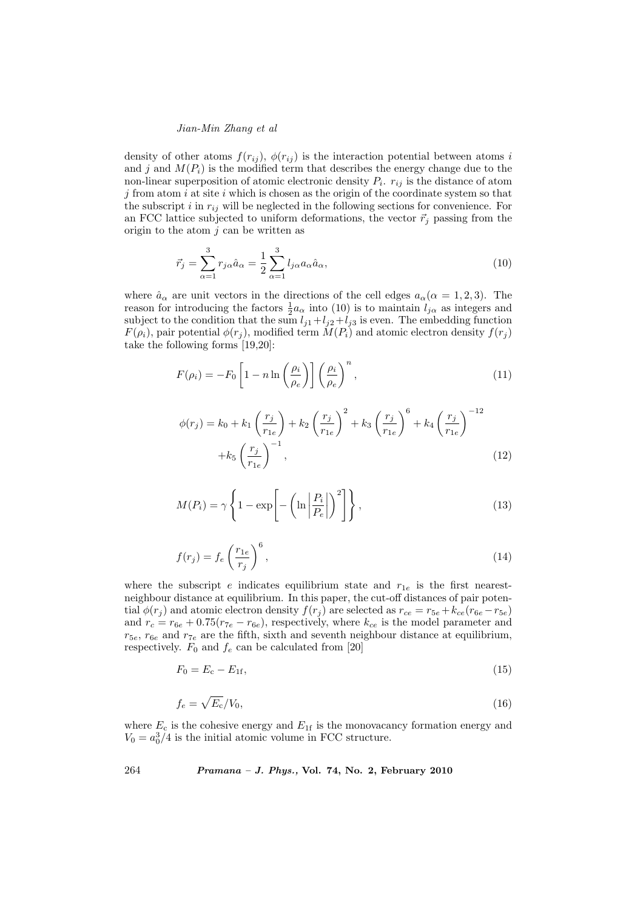density of other atoms $f(r_{ij})$, $\phi(r_{ij})$ is the interaction potential between atoms $i$ and $j$ and $M(P_i)$ is the modified term that describes the energy change due to the non-linear superposition of atomic electronic density $P_i$. $r_{ij}$ is the distance of atom $j$ from atom $i$ at site $i$ which is chosen as the origin of the coordinate system so that the subscript $i$ in $r_{ij}$ will be neglected in the following sections for convenience. For an FCC lattice subjected to uniform deformations, the vector $\vec{r}_j$ passing from the origin to the atom $j$ can be written as

$$\vec{r}_j = \sum_{\alpha=1}^{3} r_{j\alpha} \hat{a}_\alpha = \frac{1}{2} \sum_{\alpha=1}^{3} l_{j\alpha} a_\alpha \hat{a}_\alpha, \tag{10}$$

where $\hat{a}_\alpha$ are unit vectors in the directions of the cell edges $a_\alpha (\alpha = 1, 2, 3)$. The reason for introducing the factors $\frac{1}{2} a_\alpha$ into (10) is to maintain $l_{j\alpha}$ as integers and subject to the condition that the sum $l_{j1} + l_{j2} + l_{j3}$ is even. The embedding function $F(\rho_i)$, pair potential $\phi(r_j)$, modified term $M(P_i)$ and atomic electron density $f(r_j)$ take the following forms [19,20]:

$$F(\rho_i) = -F_0 \left[1 - n \ln\left(\frac{\rho_i}{\rho_e}\right)\right] \left(\frac{\rho_i}{\rho_e}\right)^n, \tag{11}$$

$$\phi(r_j) = k_0 + k_1 \left(\frac{r_j}{r_{1e}}\right) + k_2 \left(\frac{r_j}{r_{1e}}\right)^2 + k_3 \left(\frac{r_j}{r_{1e}}\right)^6 + k_4 \left(\frac{r_j}{r_{1e}}\right)^{-12} + k_5 \left(\frac{r_j}{r_{1e}}\right)^{-1}, \tag{12}$$

$$M(P_i) = \gamma \left\{1 - \exp\left[-\left(\ln\left|\frac{P_i}{P_e}\right|\right)^2\right]\right\}, \tag{13}$$

$$f(r_j) = f_e \left(\frac{r_{1e}}{r_j}\right)^6, \tag{14}$$

where the subscript $e$ indicates equilibrium state and $r_{1e}$ is the first nearest-neighbour distance at equilibrium. In this paper, the cut-off distances of pair potential $\phi(r_j)$ and atomic electron density $f(r_j)$ are selected as $r_{ce} = r_{5e} + k_{ce}(r_{6e} - r_{5e})$ and $r_c = r_{6e} + 0.75(r_{7e} - r_{6e})$, respectively, where $k_{ce}$ is the model parameter and $r_{5e}$, $r_{6e}$ and $r_{7e}$ are the fifth, sixth and seventh neighbour distance at equilibrium, respectively. $F_0$ and $f_e$ can be calculated from [20]

$$F_0 = E_{\mathrm{c}} - E_{1\mathrm{f}}, \tag{15}$$

$$f_e = \sqrt{E_{\mathrm{c}}}/V_0, \tag{16}$$

where $E_{\mathrm{c}}$ is the cohesive energy and $E_{1\mathrm{f}}$ is the monovacancy formation energy and $V_0 = a_0^3/4$ is the initial atomic volume in FCC structure.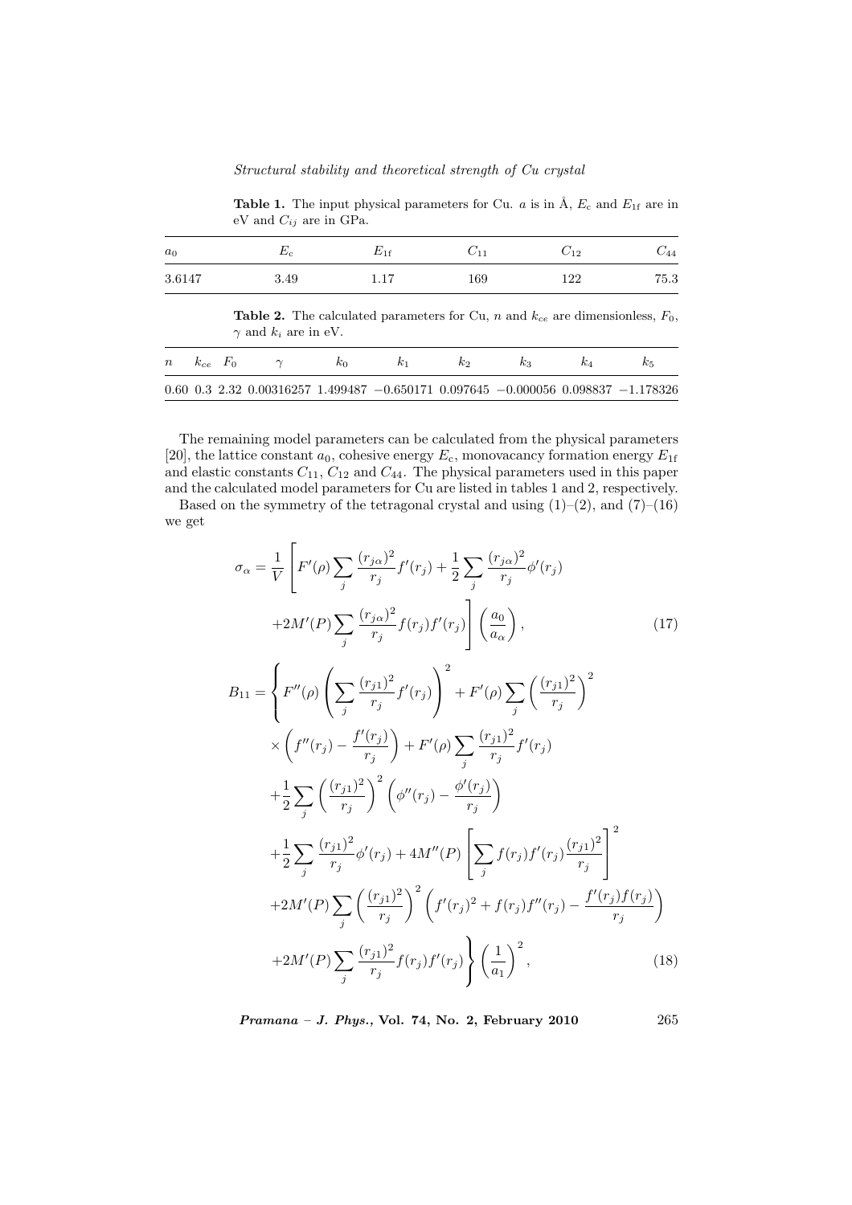**Table 1.** The input physical parameters for Cu. $a$ is in Å, $E_{\rm c}$ and $E_{\rm 1f}$ are in eV and $C_{ij}$ are in GPa.

| $a_0$ | $E_{\rm c}$ | $E_{\rm 1f}$ | $C_{11}$ | $C_{12}$ | $C_{44}$ |
|---|---|---|---|---|---|
| 3.6147 | 3.49 | 1.17 | 169 | 122 | 75.3 |

**Table 2.** The calculated parameters for Cu, $n$ and $k_{ce}$ are dimensionless, $F_0$, $\gamma$ and $k_i$ are in eV.

| $n$ | $k_{ce}$ | $F_0$ | $\gamma$ | $k_0$ | $k_1$ | $k_2$ | $k_3$ | $k_4$ | $k_5$ |
|---|---|---|---|---|---|---|---|---|---|
| 0.60 | 0.3 | 2.32 | 0.00316257 | 1.499487 | −0.650171 | 0.097645 | −0.000056 | 0.098837 | −1.178326 |

The remaining model parameters can be calculated from the physical parameters [20], the lattice constant $a_0$, cohesive energy $E_{\rm c}$, monovacancy formation energy $E_{\rm 1f}$ and elastic constants $C_{11}$, $C_{12}$ and $C_{44}$. The physical parameters used in this paper and the calculated model parameters for Cu are listed in tables 1 and 2, respectively.

Based on the symmetry of the tetragonal crystal and using (1)–(2), and (7)–(16) we get

$$\sigma_\alpha = \frac{1}{V}\left[F'(\rho)\sum_j \frac{(r_{j\alpha})^2}{r_j} f'(r_j) + \frac{1}{2}\sum_j \frac{(r_{j\alpha})^2}{r_j}\phi'(r_j) + 2M'(P)\sum_j \frac{(r_{j\alpha})^2}{r_j} f(r_j) f'(r_j)\right]\left(\frac{a_0}{a_\alpha}\right), \tag{17}$$

$$\begin{aligned}
B_{11} = \Bigg\{ & F''(\rho)\left(\sum_j \frac{(r_{j1})^2}{r_j} f'(r_j)\right)^2 + F'(\rho)\sum_j \left(\frac{(r_{j1})^2}{r_j}\right)^2 \\
& \times \left(f''(r_j) - \frac{f'(r_j)}{r_j}\right) + F'(\rho)\sum_j \frac{(r_{j1})^2}{r_j} f'(r_j) \\
& + \frac{1}{2}\sum_j \left(\frac{(r_{j1})^2}{r_j}\right)^2 \left(\phi''(r_j) - \frac{\phi'(r_j)}{r_j}\right) \\
& + \frac{1}{2}\sum_j \frac{(r_{j1})^2}{r_j}\phi'(r_j) + 4M''(P)\left[\sum_j f(r_j) f'(r_j)\frac{(r_{j1})^2}{r_j}\right]^2 \\
& + 2M'(P)\sum_j \left(\frac{(r_{j1})^2}{r_j}\right)^2 \left(f'(r_j)^2 + f(r_j) f''(r_j) - \frac{f'(r_j) f(r_j)}{r_j}\right) \\
& + 2M'(P)\sum_j \frac{(r_{j1})^2}{r_j} f(r_j) f'(r_j)\Bigg\}\left(\frac{1}{a_1}\right)^2,
\end{aligned} \tag{18}$$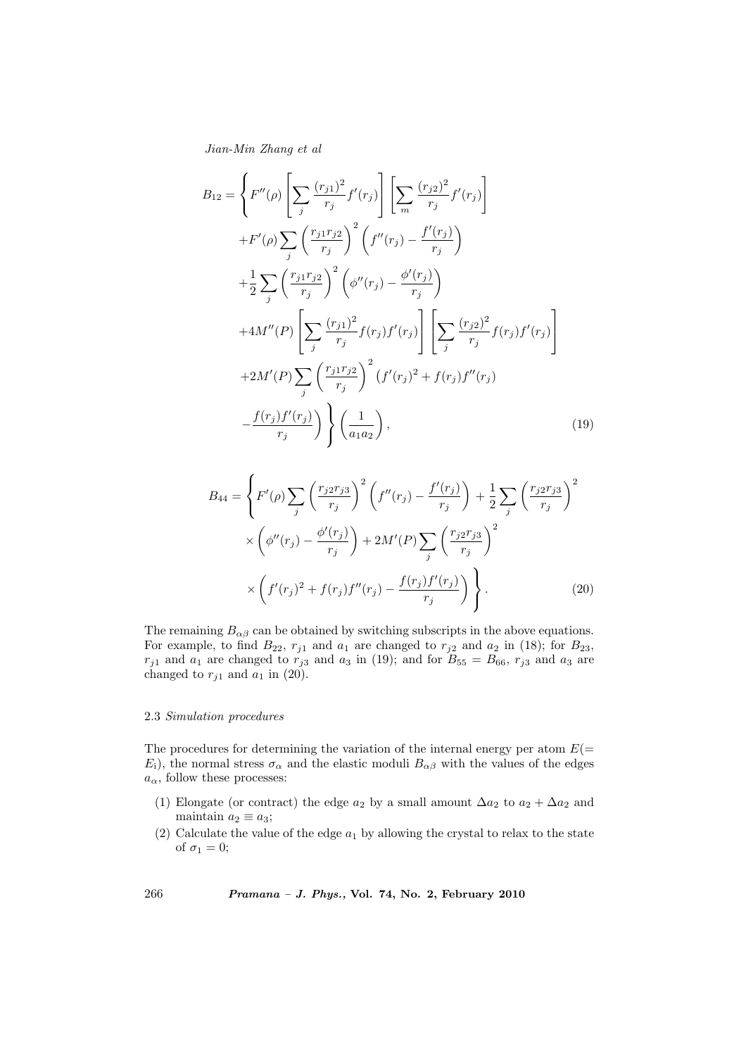$$
\begin{aligned}
B_{12} = \Bigg\{ & F''(\rho) \left[ \sum_j \frac{(r_{j1})^2}{r_j} f'(r_j) \right] \left[ \sum_m \frac{(r_{j2})^2}{r_j} f'(r_j) \right] \\
& + F'(\rho) \sum_j \left( \frac{r_{j1} r_{j2}}{r_j} \right)^2 \left( f''(r_j) - \frac{f'(r_j)}{r_j} \right) \\
& + \frac{1}{2} \sum_j \left( \frac{r_{j1} r_{j2}}{r_j} \right)^2 \left( \phi''(r_j) - \frac{\phi'(r_j)}{r_j} \right) \\
& + 4M''(P) \left[ \sum_j \frac{(r_{j1})^2}{r_j} f(r_j) f'(r_j) \right] \left[ \sum_j \frac{(r_{j2})^2}{r_j} f(r_j) f'(r_j) \right] \\
& + 2M'(P) \sum_j \left( \frac{r_{j1} r_{j2}}{r_j} \right)^2 \big( f'(r_j)^2 + f(r_j) f''(r_j) \\
& - \frac{f(r_j) f'(r_j)}{r_j} \Big) \Bigg\} \left( \frac{1}{a_1 a_2} \right),
\end{aligned}
\tag{19}
$$

$$
\begin{aligned}
B_{44} = \Bigg\{ & F'(\rho) \sum_j \left( \frac{r_{j2} r_{j3}}{r_j} \right)^2 \left( f''(r_j) - \frac{f'(r_j)}{r_j} \right) + \frac{1}{2} \sum_j \left( \frac{r_{j2} r_{j3}}{r_j} \right)^2 \\
& \times \left( \phi''(r_j) - \frac{\phi'(r_j)}{r_j} \right) + 2M'(P) \sum_j \left( \frac{r_{j2} r_{j3}}{r_j} \right)^2 \\
& \times \left( f'(r_j)^2 + f(r_j) f''(r_j) - \frac{f(r_j) f'(r_j)}{r_j} \right) \Bigg\}.
\end{aligned}
\tag{20}
$$

The remaining $B_{\alpha\beta}$ can be obtained by switching subscripts in the above equations. For example, to find $B_{22}$, $r_{j1}$ and $a_1$ are changed to $r_{j2}$ and $a_2$ in (18); for $B_{23}$, $r_{j1}$ and $a_1$ are changed to $r_{j3}$ and $a_3$ in (19); and for $B_{55} = B_{66}$, $r_{j3}$ and $a_3$ are changed to $r_{j1}$ and $a_1$ in (20).

### 2.3 *Simulation procedures*

The procedures for determining the variation of the internal energy per atom $E(= E_{\text{i}})$, the normal stress $\sigma_\alpha$ and the elastic moduli $B_{\alpha\beta}$ with the values of the edges $a_\alpha$, follow these processes:

(1) Elongate (or contract) the edge $a_2$ by a small amount $\Delta a_2$ to $a_2 + \Delta a_2$ and maintain $a_2 \equiv a_3$;

(2) Calculate the value of the edge $a_1$ by allowing the crystal to relax to the state of $\sigma_1 = 0$;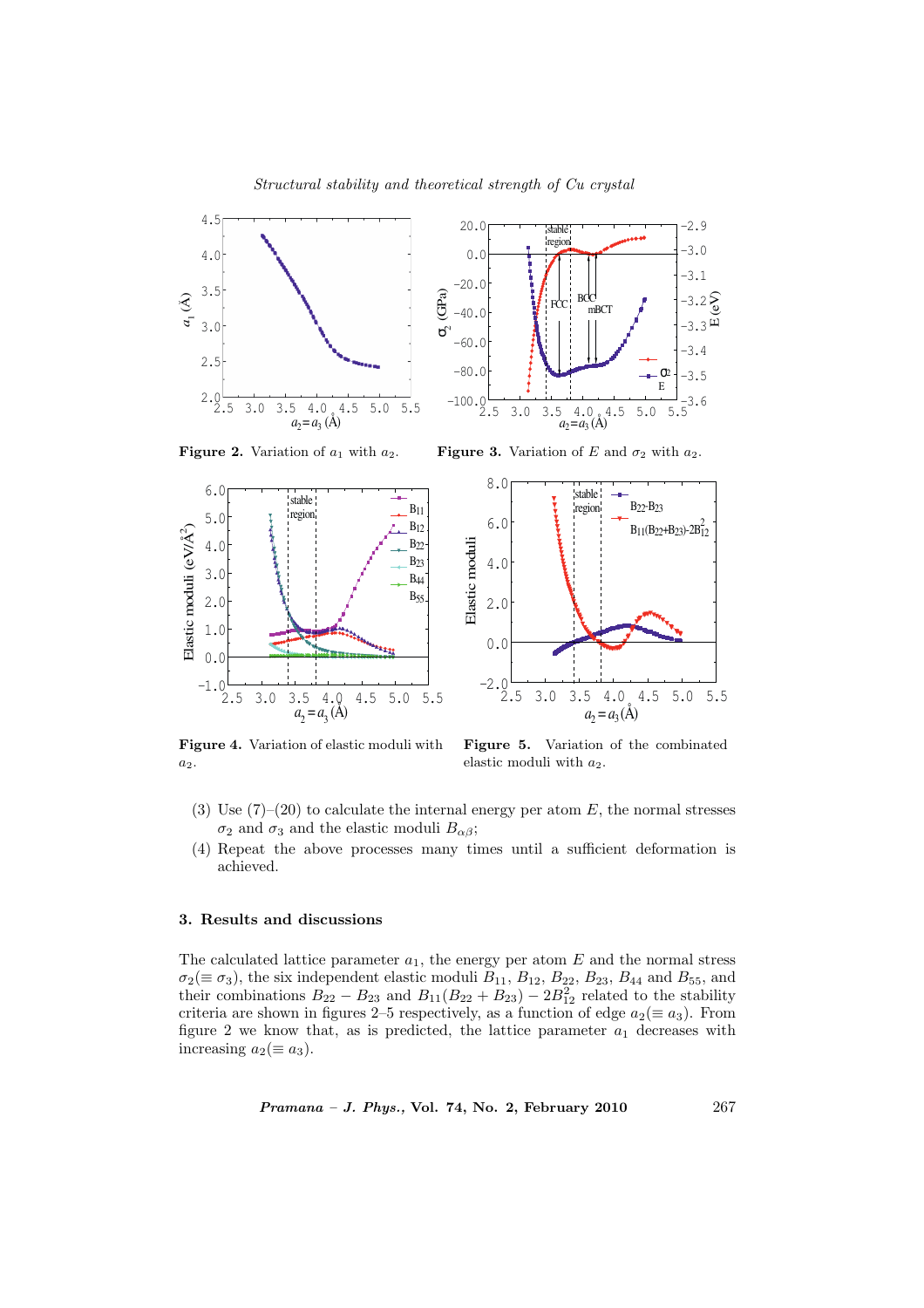**Figure 2.** Variation of $a_1$ with $a_2$.

**Figure 3.** Variation of $E$ and $\sigma_2$ with $a_2$.

**Figure 4.** Variation of elastic moduli with $a_2$.

**Figure 5.** Variation of the combinated elastic moduli with $a_2$.

(3) Use (7)–(20) to calculate the internal energy per atom $E$, the normal stresses $\sigma_2$ and $\sigma_3$ and the elastic moduli $B_{\alpha\beta}$;

(4) Repeat the above processes many times until a sufficient deformation is achieved.

## 3. Results and discussions

The calculated lattice parameter $a_1$, the energy per atom $E$ and the normal stress $\sigma_2 (\equiv \sigma_3)$, the six independent elastic moduli $B_{11}$, $B_{12}$, $B_{22}$, $B_{23}$, $B_{44}$ and $B_{55}$, and their combinations $B_{22} - B_{23}$ and $B_{11}(B_{22} + B_{23}) - 2B_{12}^2$ related to the stability criteria are shown in figures 2–5 respectively, as a function of edge $a_2 (\equiv a_3)$. From figure 2 we know that, as is predicted, the lattice parameter $a_1$ decreases with increasing $a_2 (\equiv a_3)$.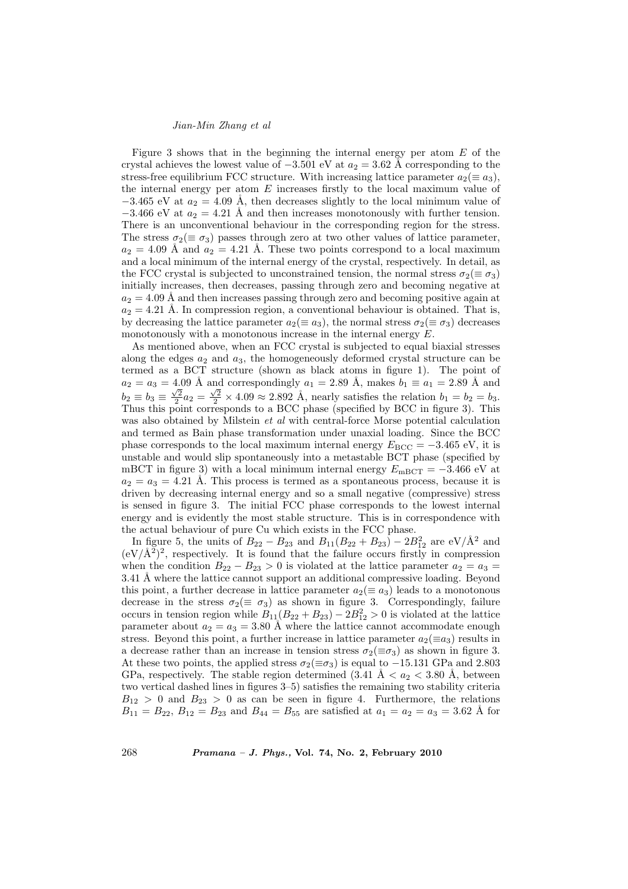Figure 3 shows that in the beginning the internal energy per atom $E$ of the crystal achieves the lowest value of $-3.501$ eV at $a_2 = 3.62$ Å corresponding to the stress-free equilibrium FCC structure. With increasing lattice parameter $a_2(\equiv a_3)$, the internal energy per atom $E$ increases firstly to the local maximum value of $-3.465$ eV at $a_2 = 4.09$ Å, then decreases slightly to the local minimum value of $-3.466$ eV at $a_2 = 4.21$ Å and then increases monotonously with further tension. There is an unconventional behaviour in the corresponding region for the stress. The stress $\sigma_2(\equiv \sigma_3)$ passes through zero at two other values of lattice parameter, $a_2 = 4.09$ Å and $a_2 = 4.21$ Å. These two points correspond to a local maximum and a local minimum of the internal energy of the crystal, respectively. In detail, as the FCC crystal is subjected to unconstrained tension, the normal stress $\sigma_2(\equiv \sigma_3)$ initially increases, then decreases, passing through zero and becoming negative at $a_2 = 4.09$ Å and then increases passing through zero and becoming positive again at $a_2 = 4.21$ Å. In compression region, a conventional behaviour is obtained. That is, by decreasing the lattice parameter $a_2(\equiv a_3)$, the normal stress $\sigma_2(\equiv \sigma_3)$ decreases monotonously with a monotonous increase in the internal energy $E$.

As mentioned above, when an FCC crystal is subjected to equal biaxial stresses along the edges $a_2$ and $a_3$, the homogeneously deformed crystal structure can be termed as a BCT structure (shown as black atoms in figure 1). The point of $a_2 = a_3 = 4.09$ Å and correspondingly $a_1 = 2.89$ Å, makes $b_1 \equiv a_1 = 2.89$ Å and $b_2 \equiv b_3 \equiv \frac{\sqrt{2}}{2}a_2 = \frac{\sqrt{2}}{2} \times 4.09 \approx 2.892$ Å, nearly satisfies the relation $b_1 = b_2 = b_3$. Thus this point corresponds to a BCC phase (specified by BCC in figure 3). This was also obtained by Milstein *et al* with central-force Morse potential calculation and termed as Bain phase transformation under uniaxial loading. Since the BCC phase corresponds to the local maximum internal energy $E_{\mathrm{BCC}} = -3.465$ eV, it is unstable and would slip spontaneously into a metastable BCT phase (specified by mBCT in figure 3) with a local minimum internal energy $E_{\mathrm{mBCT}} = -3.466$ eV at $a_2 = a_3 = 4.21$ Å. This process is termed as a spontaneous process, because it is driven by decreasing internal energy and so a small negative (compressive) stress is sensed in figure 3. The initial FCC phase corresponds to the lowest internal energy and is evidently the most stable structure. This is in correspondence with the actual behaviour of pure Cu which exists in the FCC phase.

In figure 5, the units of $B_{22} - B_{23}$ and $B_{11}(B_{22} + B_{23}) - 2B_{12}^2$ are eV/Å$^2$ and (eV/Å$^2$)$^2$, respectively. It is found that the failure occurs firstly in compression when the condition $B_{22} - B_{23} > 0$ is violated at the lattice parameter $a_2 = a_3 = 3.41$ Å where the lattice cannot support an additional compressive loading. Beyond this point, a further decrease in lattice parameter $a_2(\equiv a_3)$ leads to a monotonous decrease in the stress $\sigma_2(\equiv \sigma_3)$ as shown in figure 3. Correspondingly, failure occurs in tension region while $B_{11}(B_{22} + B_{23}) - 2B_{12}^2 > 0$ is violated at the lattice parameter about $a_2 = a_3 = 3.80$ Å where the lattice cannot accommodate enough stress. Beyond this point, a further increase in lattice parameter $a_2(\equiv a_3)$ results in a decrease rather than an increase in tension stress $\sigma_2(\equiv \sigma_3)$ as shown in figure 3. At these two points, the applied stress $\sigma_2(\equiv \sigma_3)$ is equal to $-15.131$ GPa and 2.803 GPa, respectively. The stable region determined (3.41 Å $< a_2 <$ 3.80 Å, between two vertical dashed lines in figures 3–5) satisfies the remaining two stability criteria $B_{12} > 0$ and $B_{23} > 0$ as can be seen in figure 4. Furthermore, the relations $B_{11} = B_{22}$, $B_{12} = B_{23}$ and $B_{44} = B_{55}$ are satisfied at $a_1 = a_2 = a_3 = 3.62$ Å for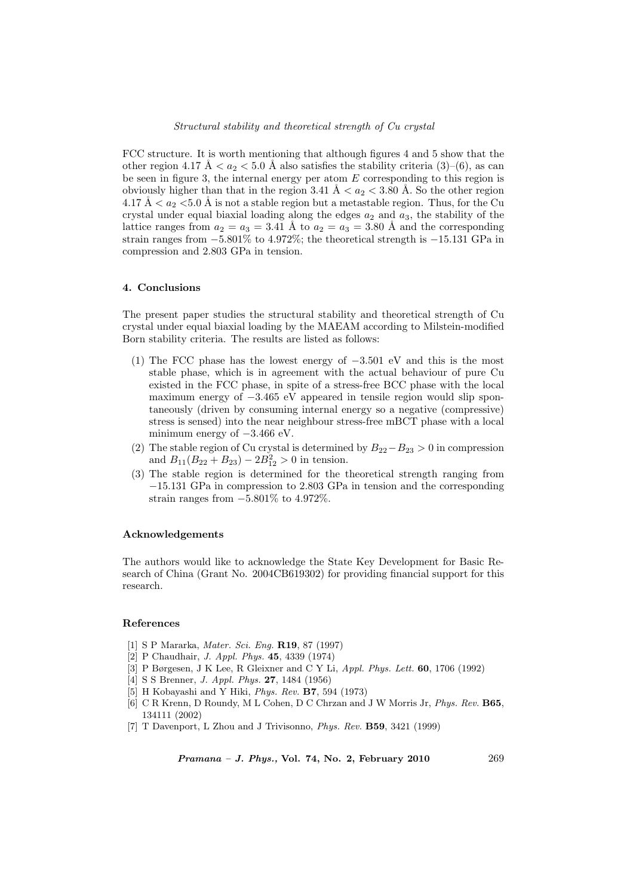FCC structure. It is worth mentioning that although figures 4 and 5 show that the other region 4.17 Å $< a_2 <$ 5.0 Å also satisfies the stability criteria (3)–(6), as can be seen in figure 3, the internal energy per atom $E$ corresponding to this region is obviously higher than that in the region 3.41 Å $< a_2 <$ 3.80 Å. So the other region 4.17 Å $< a_2 <$5.0 Å is not a stable region but a metastable region. Thus, for the Cu crystal under equal biaxial loading along the edges $a_2$ and $a_3$, the stability of the lattice ranges from $a_2 = a_3 =$ 3.41 Å to $a_2 = a_3 =$ 3.80 Å and the corresponding strain ranges from −5.801% to 4.972%; the theoretical strength is −15.131 GPa in compression and 2.803 GPa in tension.

## 4. Conclusions

The present paper studies the structural stability and theoretical strength of Cu crystal under equal biaxial loading by the MAEAM according to Milstein-modified Born stability criteria. The results are listed as follows:

1. The FCC phase has the lowest energy of −3.501 eV and this is the most stable phase, which is in agreement with the actual behaviour of pure Cu existed in the FCC phase, in spite of a stress-free BCC phase with the local maximum energy of −3.465 eV appeared in tensile region would slip spontaneously (driven by consuming internal energy so a negative (compressive) stress is sensed) into the near neighbour stress-free mBCT phase with a local minimum energy of −3.466 eV.
2. The stable region of Cu crystal is determined by $B_{22} - B_{23} > 0$ in compression and $B_{11}(B_{22} + B_{23}) - 2B_{12}^2 > 0$ in tension.
3. The stable region is determined for the theoretical strength ranging from −15.131 GPa in compression to 2.803 GPa in tension and the corresponding strain ranges from −5.801% to 4.972%.

## Acknowledgements

The authors would like to acknowledge the State Key Development for Basic Research of China (Grant No. 2004CB619302) for providing financial support for this research.

## References

[1] S P Mararka, *Mater. Sci. Eng.* **R19**, 87 (1997)
[2] P Chaudhair, *J. Appl. Phys.* **45**, 4339 (1974)
[3] P Børgesen, J K Lee, R Gleixner and C Y Li, *Appl. Phys. Lett.* **60**, 1706 (1992)
[4] S S Brenner, *J. Appl. Phys.* **27**, 1484 (1956)
[5] H Kobayashi and Y Hiki, *Phys. Rev.* **B7**, 594 (1973)
[6] C R Krenn, D Roundy, M L Cohen, D C Chrzan and J W Morris Jr, *Phys. Rev.* **B65**, 134111 (2002)
[7] T Davenport, L Zhou and J Trivisonno, *Phys. Rev.* **B59**, 3421 (1999)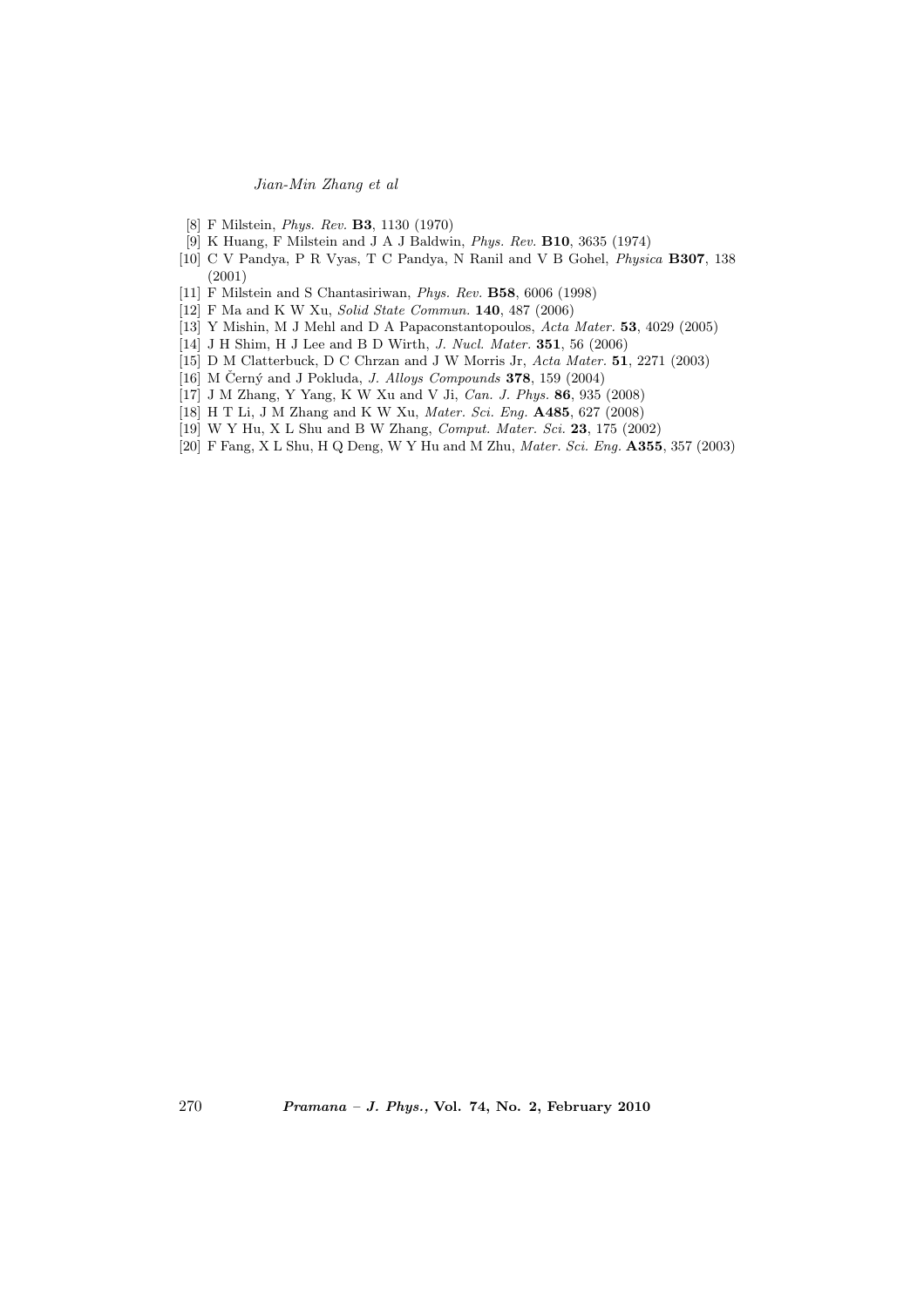[8] F Milstein, *Phys. Rev.* **B3**, 1130 (1970)
[9] K Huang, F Milstein and J A J Baldwin, *Phys. Rev.* **B10**, 3635 (1974)
[10] C V Pandya, P R Vyas, T C Pandya, N Ranil and V B Gohel, *Physica* **B307**, 138 (2001)
[11] F Milstein and S Chantasiriwan, *Phys. Rev.* **B58**, 6006 (1998)
[12] F Ma and K W Xu, *Solid State Commun.* **140**, 487 (2006)
[13] Y Mishin, M J Mehl and D A Papaconstantopoulos, *Acta Mater.* **53**, 4029 (2005)
[14] J H Shim, H J Lee and B D Wirth, *J. Nucl. Mater.* **351**, 56 (2006)
[15] D M Clatterbuck, D C Chrzan and J W Morris Jr, *Acta Mater.* **51**, 2271 (2003)
[16] M Černý and J Pokluda, *J. Alloys Compounds* **378**, 159 (2004)
[17] J M Zhang, Y Yang, K W Xu and V Ji, *Can. J. Phys.* **86**, 935 (2008)
[18] H T Li, J M Zhang and K W Xu, *Mater. Sci. Eng.* **A485**, 627 (2008)
[19] W Y Hu, X L Shu and B W Zhang, *Comput. Mater. Sci.* **23**, 175 (2002)
[20] F Fang, X L Shu, H Q Deng, W Y Hu and M Zhu, *Mater. Sci. Eng.* **A355**, 357 (2003)